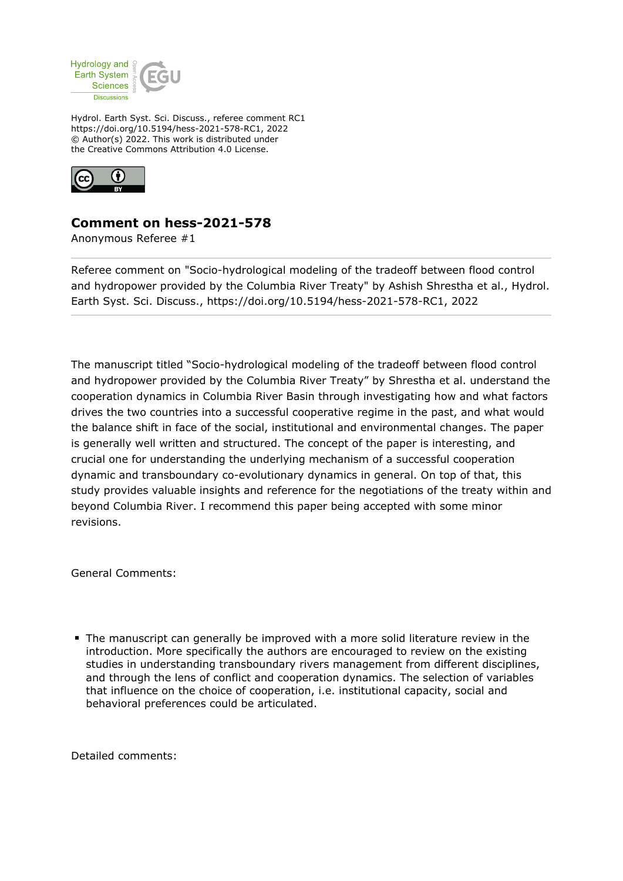Hydrol. Earth Syst. Sci. Discuss., referee comment RC1
https://doi.org/10.5194/hess-2021-578-RC1, 2022
© Author(s) 2022. This work is distributed under
the Creative Commons Attribution 4.0 License.

## Comment on hess-2021-578

Anonymous Referee #1

Referee comment on "Socio-hydrological modeling of the tradeoff between flood control and hydropower provided by the Columbia River Treaty" by Ashish Shrestha et al., Hydrol. Earth Syst. Sci. Discuss., https://doi.org/10.5194/hess-2021-578-RC1, 2022

The manuscript titled "Socio-hydrological modeling of the tradeoff between flood control and hydropower provided by the Columbia River Treaty" by Shrestha et al. understand the cooperation dynamics in Columbia River Basin through investigating how and what factors drives the two countries into a successful cooperative regime in the past, and what would the balance shift in face of the social, institutional and environmental changes. The paper is generally well written and structured. The concept of the paper is interesting, and crucial one for understanding the underlying mechanism of a successful cooperation dynamic and transboundary co-evolutionary dynamics in general. On top of that, this study provides valuable insights and reference for the negotiations of the treaty within and beyond Columbia River. I recommend this paper being accepted with some minor revisions.

General Comments:

- The manuscript can generally be improved with a more solid literature review in the introduction. More specifically the authors are encouraged to review on the existing studies in understanding transboundary rivers management from different disciplines, and through the lens of conflict and cooperation dynamics. The selection of variables that influence on the choice of cooperation, i.e. institutional capacity, social and behavioral preferences could be articulated.

Detailed comments: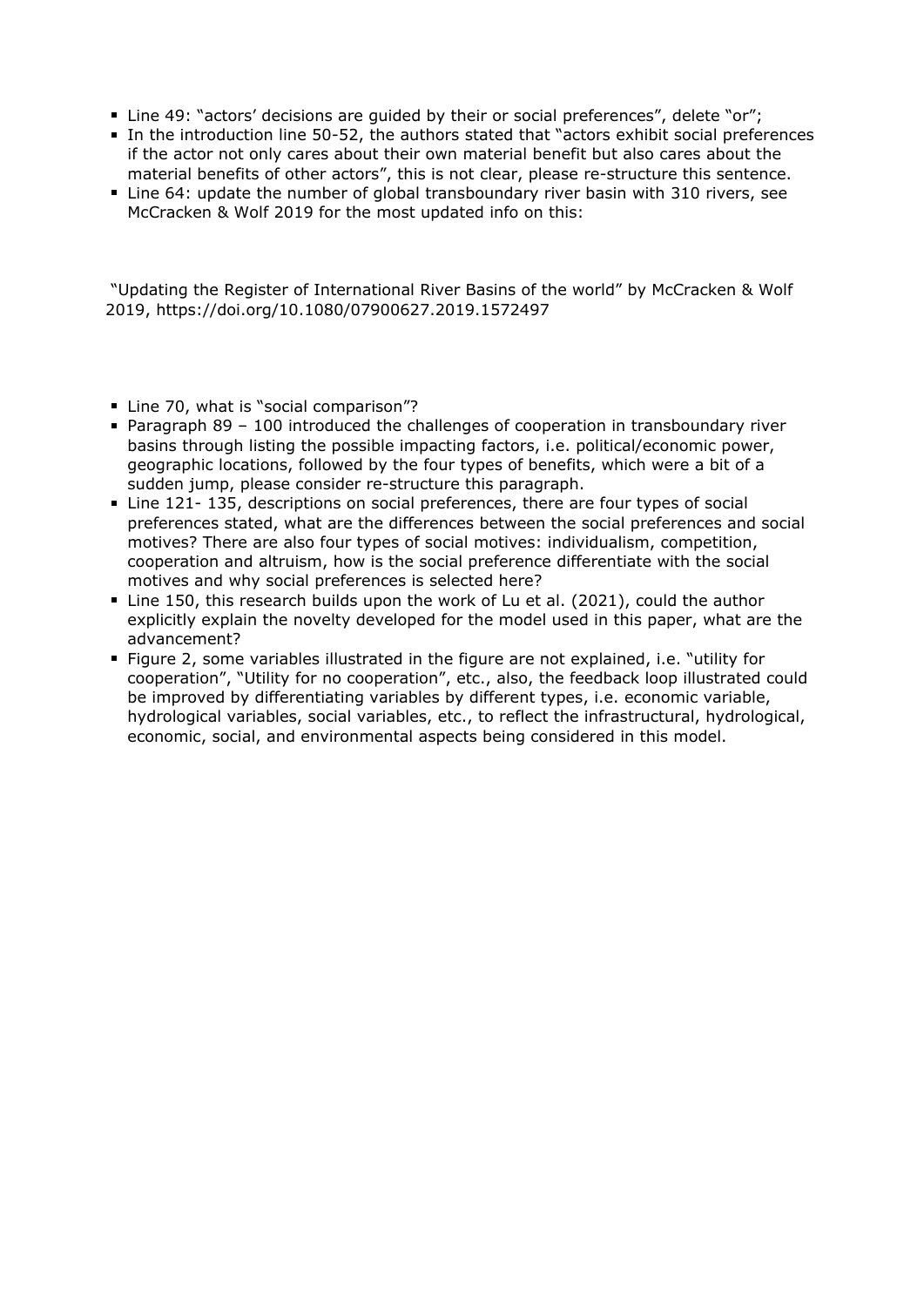- Line 49: "actors' decisions are guided by their or social preferences", delete "or";
- In the introduction line 50-52, the authors stated that "actors exhibit social preferences if the actor not only cares about their own material benefit but also cares about the material benefits of other actors", this is not clear, please re-structure this sentence.
- Line 64: update the number of global transboundary river basin with 310 rivers, see McCracken & Wolf 2019 for the most updated info on this:

"Updating the Register of International River Basins of the world" by McCracken & Wolf 2019, https://doi.org/10.1080/07900627.2019.1572497

- Line 70, what is "social comparison"?
- Paragraph 89 – 100 introduced the challenges of cooperation in transboundary river basins through listing the possible impacting factors, i.e. political/economic power, geographic locations, followed by the four types of benefits, which were a bit of a sudden jump, please consider re-structure this paragraph.
- Line 121- 135, descriptions on social preferences, there are four types of social preferences stated, what are the differences between the social preferences and social motives? There are also four types of social motives: individualism, competition, cooperation and altruism, how is the social preference differentiate with the social motives and why social preferences is selected here?
- Line 150, this research builds upon the work of Lu et al. (2021), could the author explicitly explain the novelty developed for the model used in this paper, what are the advancement?
- Figure 2, some variables illustrated in the figure are not explained, i.e. "utility for cooperation", "Utility for no cooperation", etc., also, the feedback loop illustrated could be improved by differentiating variables by different types, i.e. economic variable, hydrological variables, social variables, etc., to reflect the infrastructural, hydrological, economic, social, and environmental aspects being considered in this model.